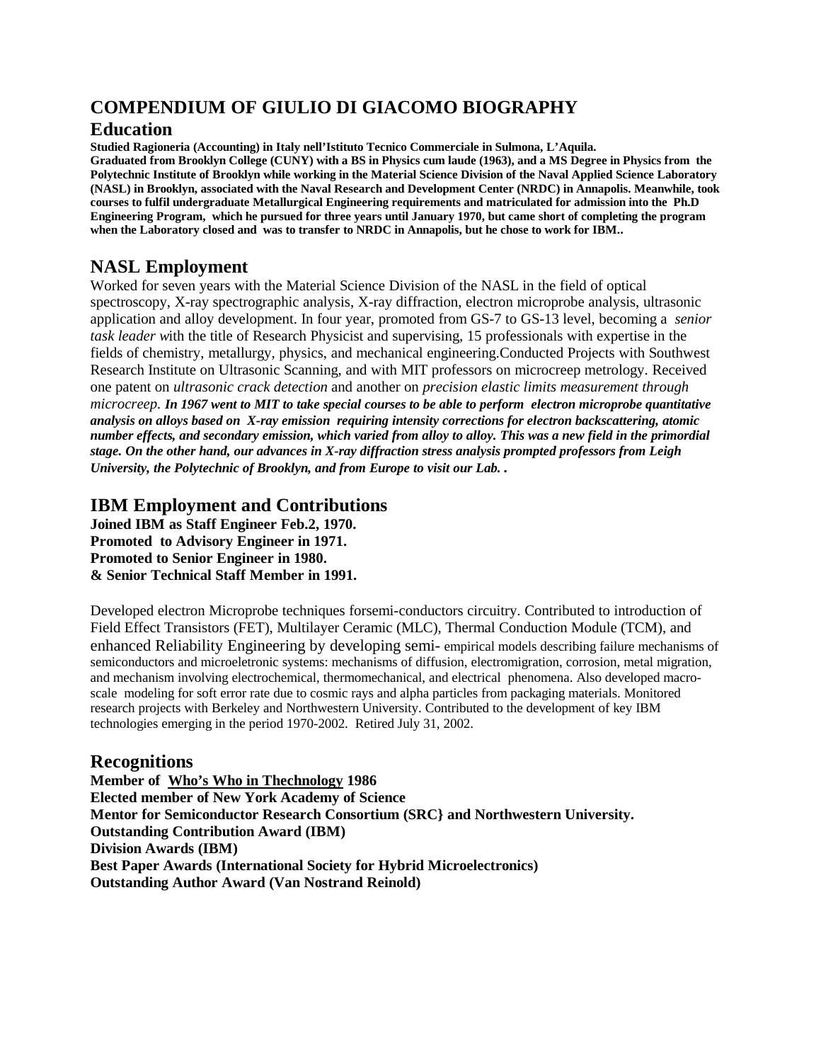# COMPENDIUM OF GIULIO DI GIACOMO BIOGRAPHY

## Education

**Studied Ragioneria (Accounting) in Italy nell'Istituto Tecnico Commerciale in Sulmona, L'Aquila.**
**Graduated from Brooklyn College (CUNY) with a BS in Physics cum laude (1963), and a MS Degree in Physics from the Polytechnic Institute of Brooklyn while working in the Material Science Division of the Naval Applied Science Laboratory (NASL) in Brooklyn, associated with the Naval Research and Development Center (NRDC) in Annapolis. Meanwhile, took courses to fulfil undergraduate Metallurgical Engineering requirements and matriculated for admission into the Ph.D Engineering Program, which he pursued for three years until January 1970, but came short of completing the program when the Laboratory closed and was to transfer to NRDC in Annapolis, but he chose to work for IBM..**

## NASL Employment

Worked for seven years with the Material Science Division of the NASL in the field of optical spectroscopy, X-ray spectrographic analysis, X-ray diffraction, electron microprobe analysis, ultrasonic application and alloy development. In four year, promoted from GS-7 to GS-13 level, becoming a *senior task leader w*ith the title of Research Physicist and supervising, 15 professionals with expertise in the fields of chemistry, metallurgy, physics, and mechanical engineering.Conducted Projects with Southwest Research Institute on Ultrasonic Scanning, and with MIT professors on microcreep metrology. Received one patent on *ultrasonic crack detection* and another on *precision elastic limits measurement through microcreep.* ***In 1967 went to MIT to take special courses to be able to perform electron microprobe quantitative analysis on alloys based on X-ray emission requiring intensity corrections for electron backscattering, atomic number effects, and secondary emission, which varied from alloy to alloy. This was a new field in the primordial stage. On the other hand, our advances in X-ray diffraction stress analysis prompted professors from Leigh University, the Polytechnic of Brooklyn, and from Europe to visit our Lab. .***

## IBM Employment and Contributions

**Joined IBM as Staff Engineer Feb.2, 1970.**
**Promoted to Advisory Engineer in 1971.**
**Promoted to Senior Engineer in 1980.**
**& Senior Technical Staff Member in 1991.**

Developed electron Microprobe techniques forsemi-conductors circuitry. Contributed to introduction of Field Effect Transistors (FET), Multilayer Ceramic (MLC), Thermal Conduction Module (TCM), and enhanced Reliability Engineering by developing semi- empirical models describing failure mechanisms of semiconductors and microeletronic systems: mechanisms of diffusion, electromigration, corrosion, metal migration, and mechanism involving electrochemical, thermomechanical, and electrical phenomena. Also developed macro-scale modeling for soft error rate due to cosmic rays and alpha particles from packaging materials. Monitored research projects with Berkeley and Northwestern University. Contributed to the development of key IBM technologies emerging in the period 1970-2002. Retired July 31, 2002.

## Recognitions

**Member of <u>Who's Who in Thechnology</u> 1986**
**Elected member of New York Academy of Science**
**Mentor for Semiconductor Research Consortium (SRC} and Northwestern University.**
**Outstanding Contribution Award (IBM)**
**Division Awards (IBM)**
**Best Paper Awards (International Society for Hybrid Microelectronics)**
**Outstanding Author Award (Van Nostrand Reinold)**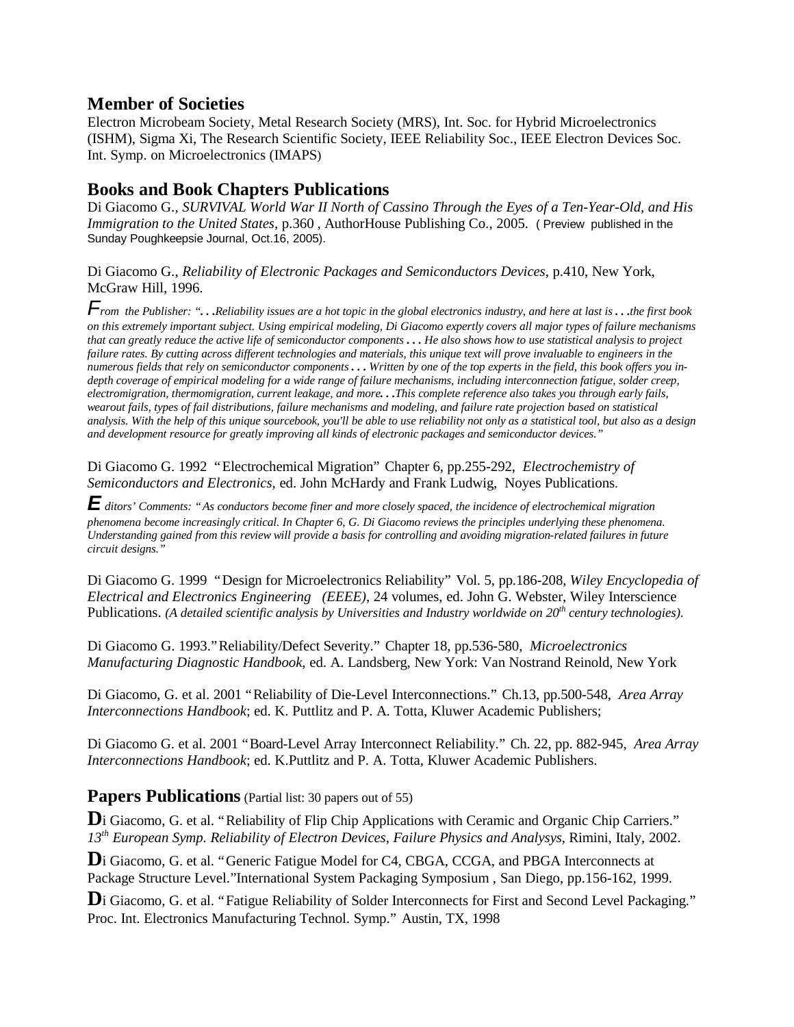## Member of Societies

Electron Microbeam Society, Metal Research Society (MRS), Int. Soc. for Hybrid Microelectronics (ISHM), Sigma Xi, The Research Scientific Society, IEEE Reliability Soc., IEEE Electron Devices Soc. Int. Symp. on Microelectronics (IMAPS)

## Books and Book Chapters Publications

Di Giacomo G., *SURVIVAL World War II North of Cassino Through the Eyes of a Ten-Year-Old, and His Immigration to the United States,* p.360 , AuthorHouse Publishing Co., 2005. ( Preview published in the Sunday Poughkeepsie Journal, Oct.16, 2005).

Di Giacomo G., *Reliability of Electronic Packages and Semiconductors Devices*, p.410, New York, McGraw Hill, 1996.

*From the Publisher: ". . .Reliability issues are a hot topic in the global electronics industry, and here at last is . . .the first book on this extremely important subject. Using empirical modeling, Di Giacomo expertly covers all major types of failure mechanisms that can greatly reduce the active life of semiconductor components . . . He also shows how to use statistical analysis to project failure rates. By cutting across different technologies and materials, this unique text will prove invaluable to engineers in the numerous fields that rely on semiconductor components . . . Written by one of the top experts in the field, this book offers you in-depth coverage of empirical modeling for a wide range of failure mechanisms, including interconnection fatigue, solder creep, electromigration, thermomigration, current leakage, and more. . .This complete reference also takes you through early fails, wearout fails, types of fail distributions, failure mechanisms and modeling, and failure rate projection based on statistical analysis. With the help of this unique sourcebook, you'll be able to use reliability not only as a statistical tool, but also as a design and development resource for greatly improving all kinds of electronic packages and semiconductor devices."*

Di Giacomo G. 1992 "Electrochemical Migration" Chapter 6, pp.255-292, *Electrochemistry of Semiconductors and Electronics*, ed. John McHardy and Frank Ludwig, Noyes Publications.

*Editors' Comments: "As conductors become finer and more closely spaced, the incidence of electrochemical migration phenomena become increasingly critical. In Chapter 6, G. Di Giacomo reviews the principles underlying these phenomena. Understanding gained from this review will provide a basis for controlling and avoiding migration-related failures in future circuit designs."*

Di Giacomo G. 1999 "Design for Microelectronics Reliability" Vol. 5, pp.186-208, *Wiley Encyclopedia of Electrical and Electronics Engineering (EEEE)*, 24 volumes, ed. John G. Webster, Wiley Interscience Publications. *(A detailed scientific analysis by Universities and Industry worldwide on 20th century technologies).*

Di Giacomo G. 1993."Reliability/Defect Severity." Chapter 18, pp.536-580, *Microelectronics Manufacturing Diagnostic Handbook,* ed. A. Landsberg, New York: Van Nostrand Reinold, New York

Di Giacomo, G. et al. 2001 "Reliability of Die-Level Interconnections." Ch.13, pp.500-548, *Area Array Interconnections Handbook*; ed. K. Puttlitz and P. A. Totta, Kluwer Academic Publishers;

Di Giacomo G. et al. 2001 "Board-Level Array Interconnect Reliability." Ch. 22, pp. 882-945, *Area Array Interconnections Handbook*; ed. K.Puttlitz and P. A. Totta, Kluwer Academic Publishers.

## Papers Publications (Partial list: 30 papers out of 55)

**D**i Giacomo, G. et al. "Reliability of Flip Chip Applications with Ceramic and Organic Chip Carriers." *13th European Symp. Reliability of Electron Devices, Failure Physics and Analysys,* Rimini, Italy, 2002.

**D**i Giacomo, G. et al. "Generic Fatigue Model for C4, CBGA, CCGA, and PBGA Interconnects at Package Structure Level."International System Packaging Symposium , San Diego, pp.156-162, 1999.

**D**i Giacomo, G. et al. "Fatigue Reliability of Solder Interconnects for First and Second Level Packaging." Proc. Int. Electronics Manufacturing Technol. Symp." Austin, TX, 1998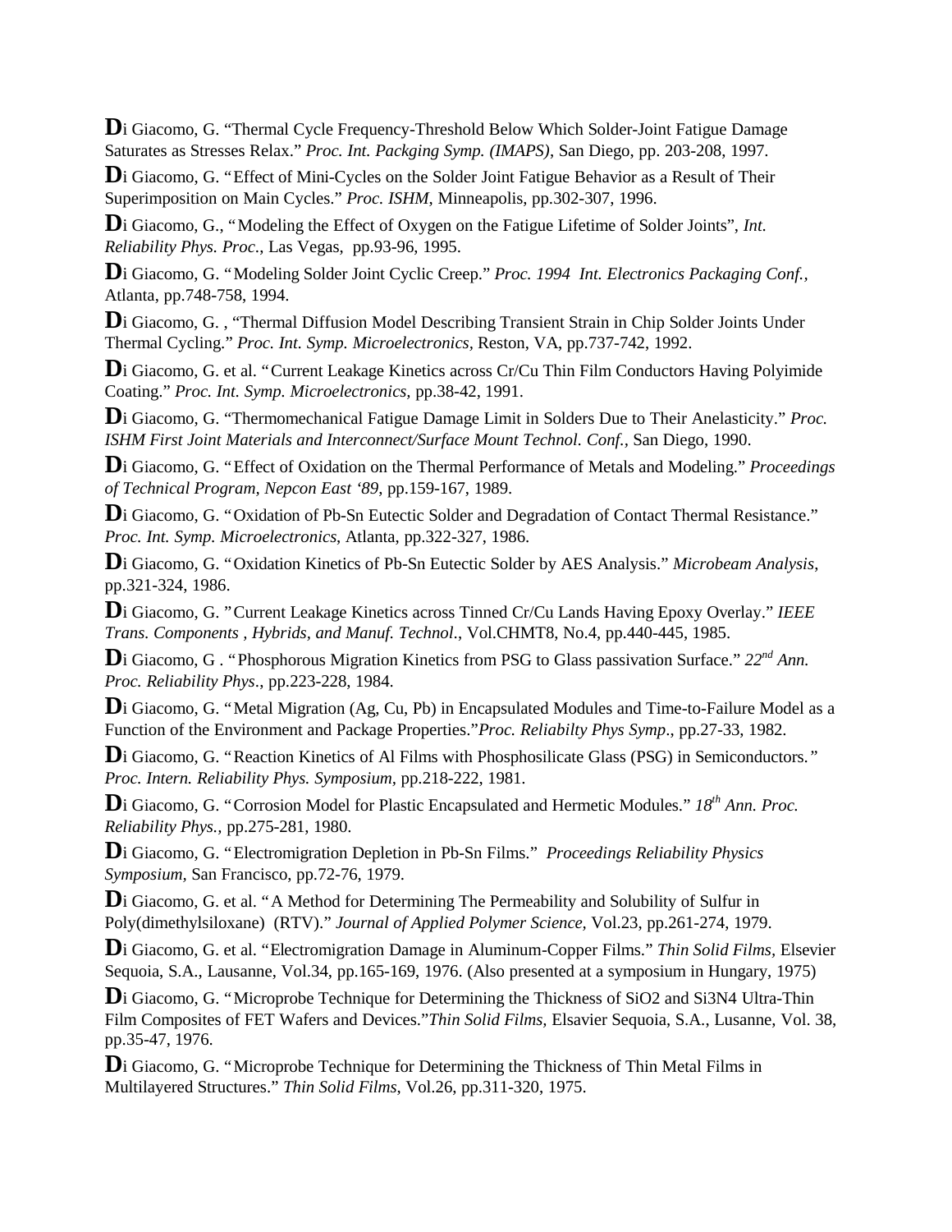**D**i Giacomo, G. "Thermal Cycle Frequency-Threshold Below Which Solder-Joint Fatigue Damage Saturates as Stresses Relax." *Proc. Int. Packging Symp. (IMAPS)*, San Diego, pp. 203-208, 1997.

**D**i Giacomo, G. "Effect of Mini-Cycles on the Solder Joint Fatigue Behavior as a Result of Their Superimposition on Main Cycles." *Proc. ISHM*, Minneapolis, pp.302-307, 1996.

**D**i Giacomo, G., "Modeling the Effect of Oxygen on the Fatigue Lifetime of Solder Joints", *Int. Reliability Phys. Proc.*, Las Vegas, pp.93-96, 1995.

**D**i Giacomo, G. "Modeling Solder Joint Cyclic Creep." *Proc. 1994 Int. Electronics Packaging Conf.*, Atlanta, pp.748-758, 1994.

**D**i Giacomo, G. , "Thermal Diffusion Model Describing Transient Strain in Chip Solder Joints Under Thermal Cycling." *Proc. Int. Symp. Microelectronics*, Reston, VA, pp.737-742, 1992.

**D**i Giacomo, G. et al. "Current Leakage Kinetics across Cr/Cu Thin Film Conductors Having Polyimide Coating." *Proc. Int. Symp. Microelectronics*, pp.38-42, 1991.

**D**i Giacomo, G. "Thermomechanical Fatigue Damage Limit in Solders Due to Their Anelasticity." *Proc. ISHM First Joint Materials and Interconnect/Surface Mount Technol. Conf.*, San Diego, 1990.

**D**i Giacomo, G. "Effect of Oxidation on the Thermal Performance of Metals and Modeling." *Proceedings of Technical Program, Nepcon East '89*, pp.159-167, 1989.

**D**i Giacomo, G. "Oxidation of Pb-Sn Eutectic Solder and Degradation of Contact Thermal Resistance." *Proc. Int. Symp. Microelectronics*, Atlanta, pp.322-327, 1986.

**D**i Giacomo, G. "Oxidation Kinetics of Pb-Sn Eutectic Solder by AES Analysis." *Microbeam Analysis*, pp.321-324, 1986.

**D**i Giacomo, G. "Current Leakage Kinetics across Tinned Cr/Cu Lands Having Epoxy Overlay." *IEEE Trans. Components , Hybrids, and Manuf. Technol.*, Vol.CHMT8, No.4, pp.440-445, 1985.

**D**i Giacomo, G . "Phosphorous Migration Kinetics from PSG to Glass passivation Surface." *22nd Ann. Proc. Reliability Phys.*, pp.223-228, 1984.

**D**i Giacomo, G. "Metal Migration (Ag, Cu, Pb) in Encapsulated Modules and Time-to-Failure Model as a Function of the Environment and Package Properties."*Proc. Reliabilty Phys Symp.*, pp.27-33, 1982.

**D**i Giacomo, G. "Reaction Kinetics of Al Films with Phosphosilicate Glass (PSG) in Semiconductors." *Proc. Intern. Reliability Phys. Symposium*, pp.218-222, 1981.

**D**i Giacomo, G. "Corrosion Model for Plastic Encapsulated and Hermetic Modules." *18th Ann. Proc. Reliability Phys.*, pp.275-281, 1980.

**D**i Giacomo, G. "Electromigration Depletion in Pb-Sn Films." *Proceedings Reliability Physics Symposium*, San Francisco, pp.72-76, 1979.

**D**i Giacomo, G. et al. "A Method for Determining The Permeability and Solubility of Sulfur in Poly(dimethylsiloxane) (RTV)." *Journal of Applied Polymer Science*, Vol.23, pp.261-274, 1979.

**D**i Giacomo, G. et al. "Electromigration Damage in Aluminum-Copper Films." *Thin Solid Films*, Elsevier Sequoia, S.A., Lausanne, Vol.34, pp.165-169, 1976. (Also presented at a symposium in Hungary, 1975)

**D**i Giacomo, G. "Microprobe Technique for Determining the Thickness of $SiO_2$ and $Si_3N_4$ Ultra-Thin Film Composites of FET Wafers and Devices."*Thin Solid Films*, Elsavier Sequoia, S.A., Lusanne, Vol. 38, pp.35-47, 1976.

**D**i Giacomo, G. "Microprobe Technique for Determining the Thickness of Thin Metal Films in Multilayered Structures." *Thin Solid Films*, Vol.26, pp.311-320, 1975.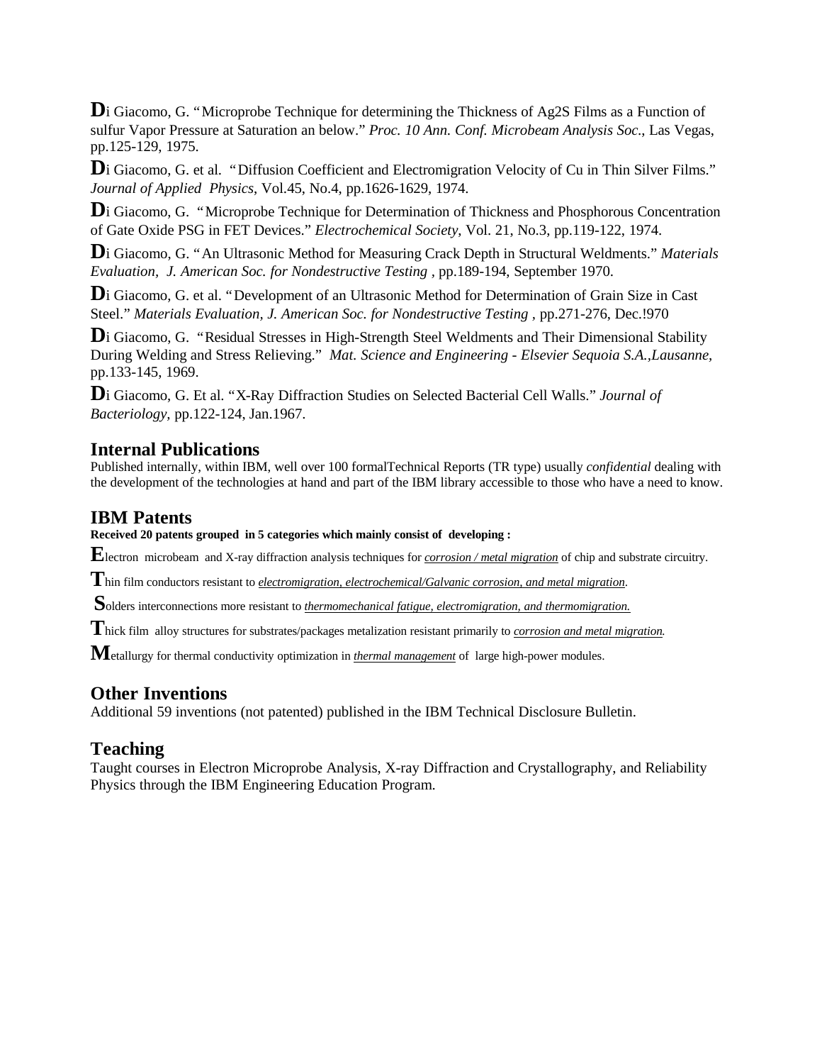**D**i Giacomo, G. "Microprobe Technique for determining the Thickness of $Ag_2S$ Films as a Function of sulfur Vapor Pressure at Saturation an below." *Proc. 10 Ann. Conf. Microbeam Analysis Soc.*, Las Vegas, pp.125-129, 1975.

**D**i Giacomo, G. et al. "Diffusion Coefficient and Electromigration Velocity of Cu in Thin Silver Films." *Journal of Applied Physics*, Vol.45, No.4, pp.1626-1629, 1974.

**D**i Giacomo, G. "Microprobe Technique for Determination of Thickness and Phosphorous Concentration of Gate Oxide PSG in FET Devices." *Electrochemical Society*, Vol. 21, No.3, pp.119-122, 1974.

**D**i Giacomo, G. "An Ultrasonic Method for Measuring Crack Depth in Structural Weldments." *Materials Evaluation, J. American Soc. for Nondestructive Testing* , pp.189-194, September 1970.

**D**i Giacomo, G. et al. "Development of an Ultrasonic Method for Determination of Grain Size in Cast Steel." *Materials Evaluation, J. American Soc. for Nondestructive Testing* , pp.271-276, Dec.!970

**D**i Giacomo, G. "Residual Stresses in High-Strength Steel Weldments and Their Dimensional Stability During Welding and Stress Relieving." *Mat. Science and Engineering - Elsevier Sequoia S.A.,Lausanne,* pp.133-145, 1969.

**D**i Giacomo, G. Et al. "X-Ray Diffraction Studies on Selected Bacterial Cell Walls." *Journal of Bacteriology*, pp.122-124, Jan.1967.

## Internal Publications

Published internally, within IBM, well over 100 formalTechnical Reports (TR type) usually *confidential* dealing with the development of the technologies at hand and part of the IBM library accessible to those who have a need to know.

## IBM Patents

**Received 20 patents grouped in 5 categories which mainly consist of developing :**

**E**lectron microbeam and X-ray diffraction analysis techniques for *corrosion / metal migration* of chip and substrate circuitry.

**T**hin film conductors resistant to *electromigration, electrochemical/Galvanic corrosion, and metal migration*.

**S**olders interconnections more resistant to *thermomechanical fatigue, electromigration, and thermomigration.*

**T**hick film alloy structures for substrates/packages metalization resistant primarily to *corrosion and metal migration.*

**M**etallurgy for thermal conductivity optimization in *thermal management* of large high-power modules.

## Other Inventions

Additional 59 inventions (not patented) published in the IBM Technical Disclosure Bulletin.

## Teaching

Taught courses in Electron Microprobe Analysis, X-ray Diffraction and Crystallography, and Reliability Physics through the IBM Engineering Education Program.